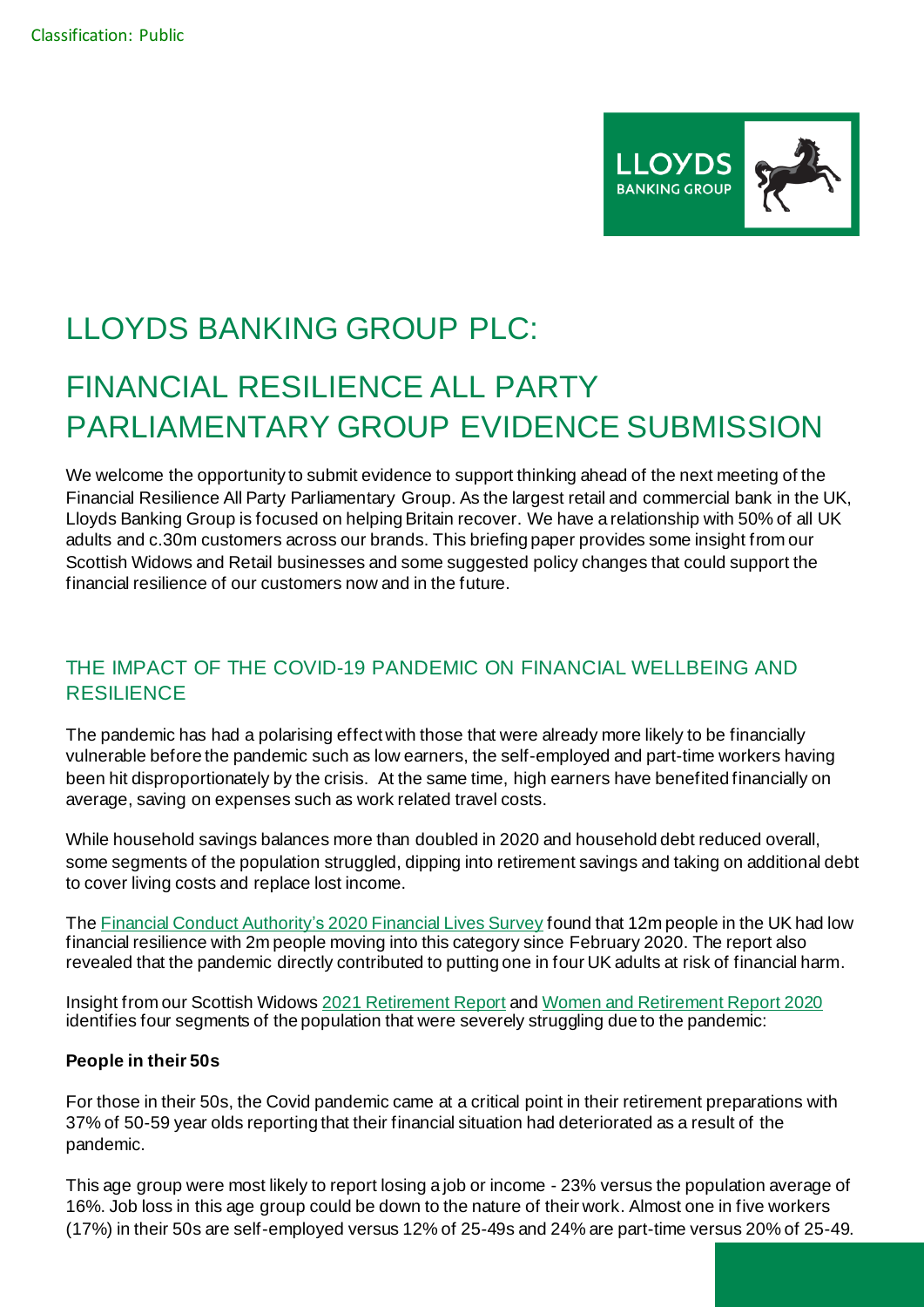Classification: Public

# LLOYDS BANKING GROUP PLC:

# FINANCIAL RESILIENCE ALL PARTY PARLIAMENTARY GROUP EVIDENCE SUBMISSION

We welcome the opportunity to submit evidence to support thinking ahead of the next meeting of the Financial Resilience All Party Parliamentary Group. As the largest retail and commercial bank in the UK, Lloyds Banking Group is focused on helping Britain recover. We have a relationship with 50% of all UK adults and c.30m customers across our brands. This briefing paper provides some insight from our Scottish Widows and Retail businesses and some suggested policy changes that could support the financial resilience of our customers now and in the future.

## THE IMPACT OF THE COVID-19 PANDEMIC ON FINANCIAL WELLBEING AND RESILIENCE

The pandemic has had a polarising effect with those that were already more likely to be financially vulnerable before the pandemic such as low earners, the self-employed and part-time workers having been hit disproportionately by the crisis. At the same time, high earners have benefited financially on average, saving on expenses such as work related travel costs.

While household savings balances more than doubled in 2020 and household debt reduced overall, some segments of the population struggled, dipping into retirement savings and taking on additional debt to cover living costs and replace lost income.

The Financial Conduct Authority's 2020 Financial Lives Survey found that 12m people in the UK had low financial resilience with 2m people moving into this category since February 2020. The report also revealed that the pandemic directly contributed to putting one in four UK adults at risk of financial harm.

Insight from our Scottish Widows 2021 Retirement Report and Women and Retirement Report 2020 identifies four segments of the population that were severely struggling due to the pandemic:

**People in their 50s**

For those in their 50s, the Covid pandemic came at a critical point in their retirement preparations with 37% of 50-59 year olds reporting that their financial situation had deteriorated as a result of the pandemic.

This age group were most likely to report losing a job or income - 23% versus the population average of 16%. Job loss in this age group could be down to the nature of their work. Almost one in five workers (17%) in their 50s are self-employed versus 12% of 25-49s and 24% are part-time versus 20% of 25-49.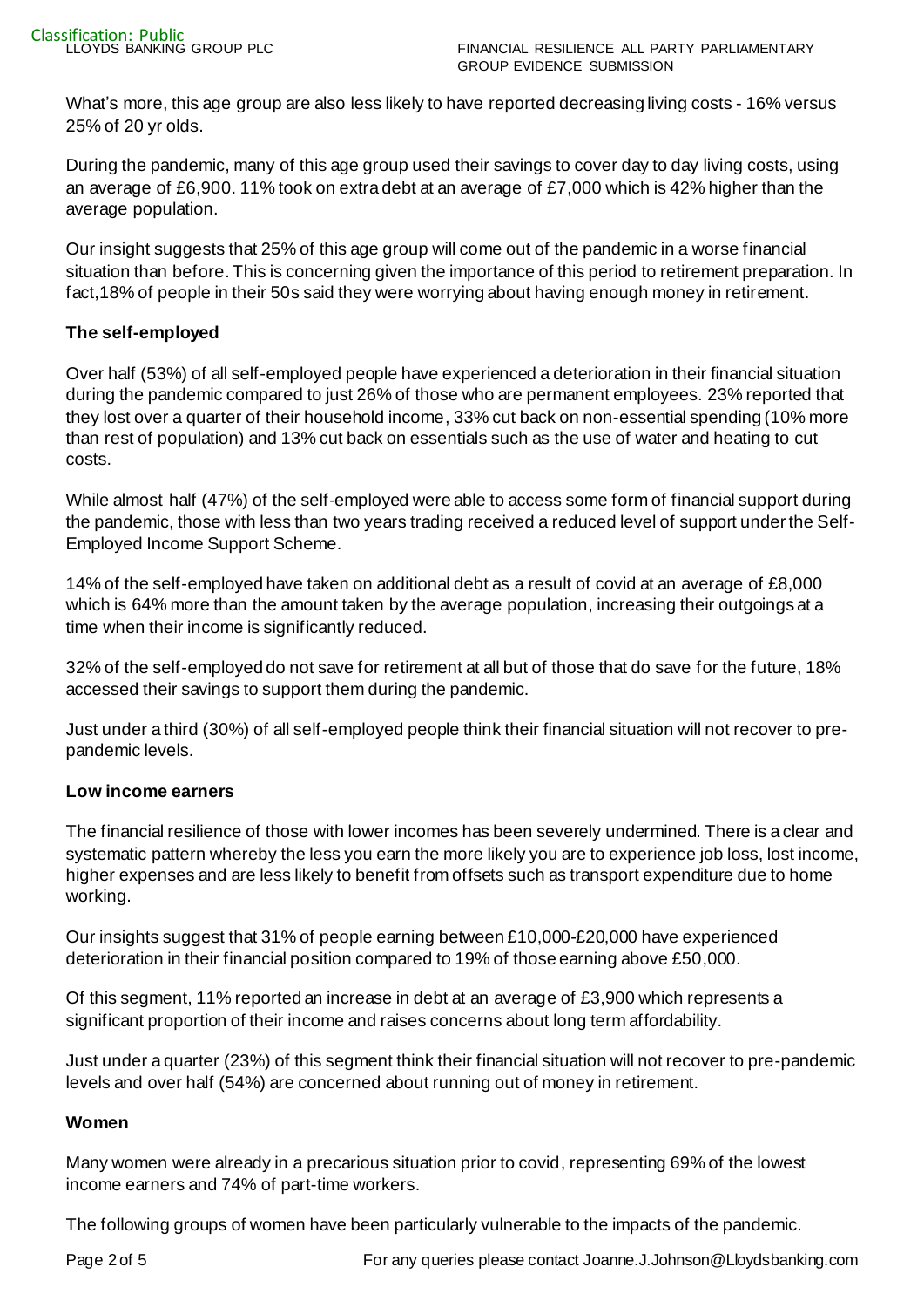What's more, this age group are also less likely to have reported decreasing living costs - 16% versus 25% of 20 yr olds.

During the pandemic, many of this age group used their savings to cover day to day living costs, using an average of £6,900. 11% took on extra debt at an average of £7,000 which is 42% higher than the average population.

Our insight suggests that 25% of this age group will come out of the pandemic in a worse financial situation than before. This is concerning given the importance of this period to retirement preparation. In fact,18% of people in their 50s said they were worrying about having enough money in retirement.

**The self-employed**

Over half (53%) of all self-employed people have experienced a deterioration in their financial situation during the pandemic compared to just 26% of those who are permanent employees. 23% reported that they lost over a quarter of their household income, 33% cut back on non-essential spending (10% more than rest of population) and 13% cut back on essentials such as the use of water and heating to cut costs.

While almost half (47%) of the self-employed were able to access some form of financial support during the pandemic, those with less than two years trading received a reduced level of support under the Self-Employed Income Support Scheme.

14% of the self-employed have taken on additional debt as a result of covid at an average of £8,000 which is 64% more than the amount taken by the average population, increasing their outgoings at a time when their income is significantly reduced.

32% of the self-employed do not save for retirement at all but of those that do save for the future, 18% accessed their savings to support them during the pandemic.

Just under a third (30%) of all self-employed people think their financial situation will not recover to pre-pandemic levels.

**Low income earners**

The financial resilience of those with lower incomes has been severely undermined. There is a clear and systematic pattern whereby the less you earn the more likely you are to experience job loss, lost income, higher expenses and are less likely to benefit from offsets such as transport expenditure due to home working.

Our insights suggest that 31% of people earning between £10,000-£20,000 have experienced deterioration in their financial position compared to 19% of those earning above £50,000.

Of this segment, 11% reported an increase in debt at an average of £3,900 which represents a significant proportion of their income and raises concerns about long term affordability.

Just under a quarter (23%) of this segment think their financial situation will not recover to pre-pandemic levels and over half (54%) are concerned about running out of money in retirement.

**Women**

Many women were already in a precarious situation prior to covid, representing 69% of the lowest income earners and 74% of part-time workers.

The following groups of women have been particularly vulnerable to the impacts of the pandemic.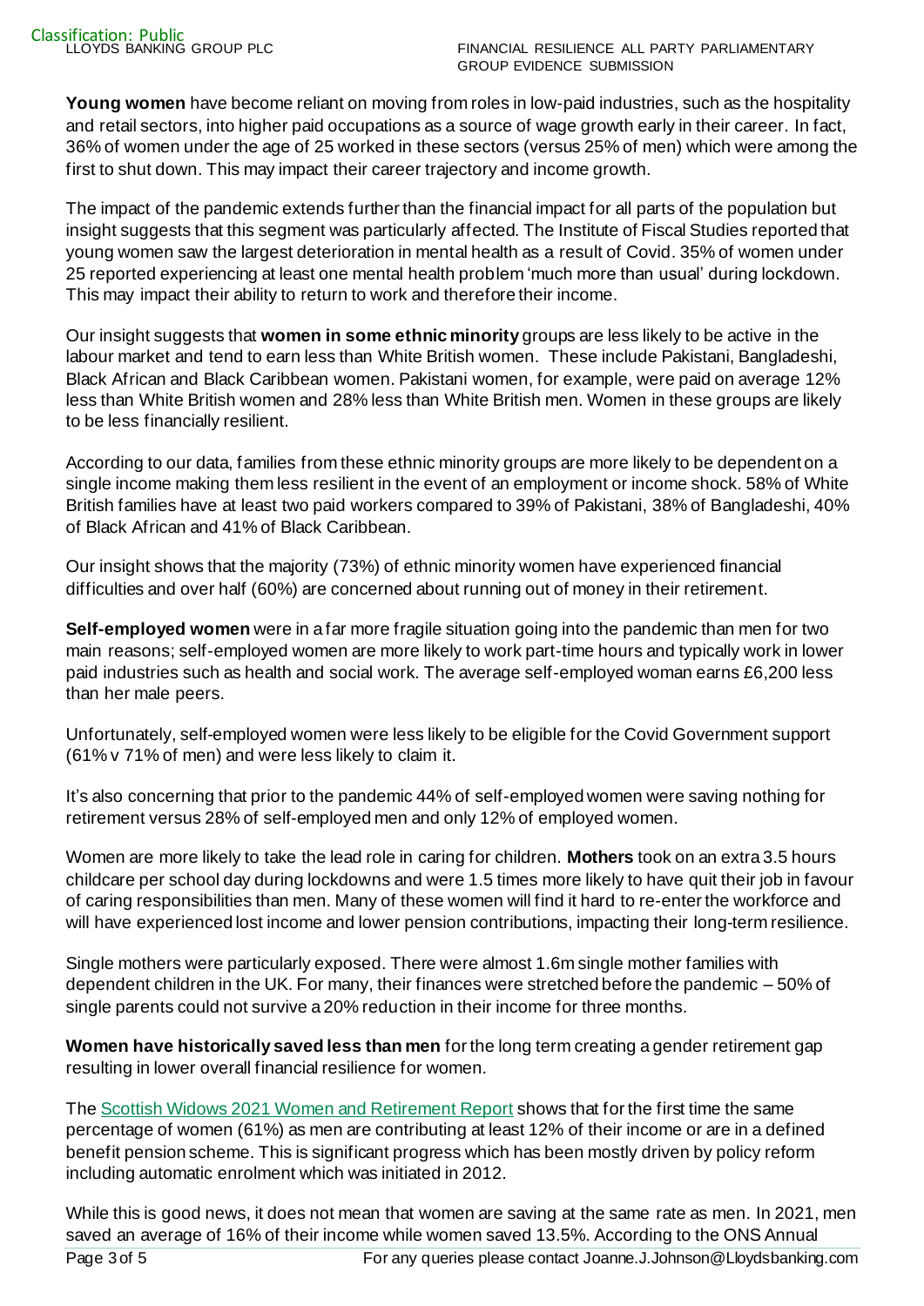**Young women** have become reliant on moving from roles in low-paid industries, such as the hospitality and retail sectors, into higher paid occupations as a source of wage growth early in their career. In fact, 36% of women under the age of 25 worked in these sectors (versus 25% of men) which were among the first to shut down. This may impact their career trajectory and income growth.

The impact of the pandemic extends further than the financial impact for all parts of the population but insight suggests that this segment was particularly affected. The Institute of Fiscal Studies reported that young women saw the largest deterioration in mental health as a result of Covid. 35% of women under 25 reported experiencing at least one mental health problem 'much more than usual' during lockdown. This may impact their ability to return to work and therefore their income.

Our insight suggests that **women in some ethnic minority** groups are less likely to be active in the labour market and tend to earn less than White British women. These include Pakistani, Bangladeshi, Black African and Black Caribbean women. Pakistani women, for example, were paid on average 12% less than White British women and 28% less than White British men. Women in these groups are likely to be less financially resilient.

According to our data, families from these ethnic minority groups are more likely to be dependent on a single income making them less resilient in the event of an employment or income shock. 58% of White British families have at least two paid workers compared to 39% of Pakistani, 38% of Bangladeshi, 40% of Black African and 41% of Black Caribbean.

Our insight shows that the majority (73%) of ethnic minority women have experienced financial difficulties and over half (60%) are concerned about running out of money in their retirement.

**Self-employed women** were in a far more fragile situation going into the pandemic than men for two main reasons; self-employed women are more likely to work part-time hours and typically work in lower paid industries such as health and social work. The average self-employed woman earns £6,200 less than her male peers.

Unfortunately, self-employed women were less likely to be eligible for the Covid Government support (61% v 71% of men) and were less likely to claim it.

It's also concerning that prior to the pandemic 44% of self-employed women were saving nothing for retirement versus 28% of self-employed men and only 12% of employed women.

Women are more likely to take the lead role in caring for children. **Mothers** took on an extra 3.5 hours childcare per school day during lockdowns and were 1.5 times more likely to have quit their job in favour of caring responsibilities than men. Many of these women will find it hard to re-enter the workforce and will have experienced lost income and lower pension contributions, impacting their long-term resilience.

Single mothers were particularly exposed. There were almost 1.6m single mother families with dependent children in the UK. For many, their finances were stretched before the pandemic – 50% of single parents could not survive a 20% reduction in their income for three months.

**Women have historically saved less than men** for the long term creating a gender retirement gap resulting in lower overall financial resilience for women.

The Scottish Widows 2021 Women and Retirement Report shows that for the first time the same percentage of women (61%) as men are contributing at least 12% of their income or are in a defined benefit pension scheme. This is significant progress which has been mostly driven by policy reform including automatic enrolment which was initiated in 2012.

While this is good news, it does not mean that women are saving at the same rate as men. In 2021, men saved an average of 16% of their income while women saved 13.5%. According to the ONS Annual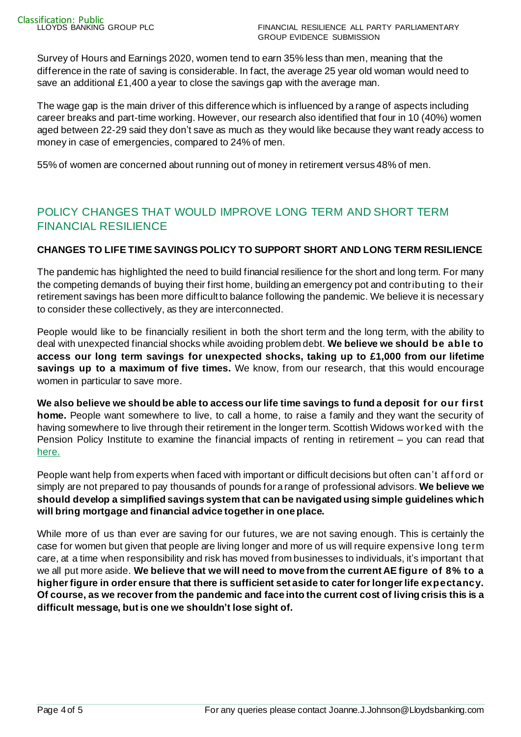Survey of Hours and Earnings 2020, women tend to earn 35% less than men, meaning that the difference in the rate of saving is considerable. In fact, the average 25 year old woman would need to save an additional £1,400 a year to close the savings gap with the average man.

The wage gap is the main driver of this difference which is influenced by a range of aspects including career breaks and part-time working. However, our research also identified that four in 10 (40%) women aged between 22-29 said they don't save as much as they would like because they want ready access to money in case of emergencies, compared to 24% of men.

55% of women are concerned about running out of money in retirement versus 48% of men.

## POLICY CHANGES THAT WOULD IMPROVE LONG TERM AND SHORT TERM FINANCIAL RESILIENCE

### CHANGES TO LIFE TIME SAVINGS POLICY TO SUPPORT SHORT AND LONG TERM RESILIENCE

The pandemic has highlighted the need to build financial resilience for the short and long term. For many the competing demands of buying their first home, building an emergency pot and contributing to their retirement savings has been more difficult to balance following the pandemic. We believe it is necessary to consider these collectively, as they are interconnected.

People would like to be financially resilient in both the short term and the long term, with the ability to deal with unexpected financial shocks while avoiding problem debt. **We believe we should be able to access our long term savings for unexpected shocks, taking up to £1,000 from our lifetime savings up to a maximum of five times.** We know, from our research, that this would encourage women in particular to save more.

**We also believe we should be able to access our life time savings to fund a deposit for our first home.** People want somewhere to live, to call a home, to raise a family and they want the security of having somewhere to live through their retirement in the longer term. Scottish Widows worked with the Pension Policy Institute to examine the financial impacts of renting in retirement – you can read that here.

People want help from experts when faced with important or difficult decisions but often can't afford or simply are not prepared to pay thousands of pounds for a range of professional advisors. **We believe we should develop a simplified savings system that can be navigated using simple guidelines which will bring mortgage and financial advice together in one place.**

While more of us than ever are saving for our futures, we are not saving enough. This is certainly the case for women but given that people are living longer and more of us will require expensive long term care, at a time when responsibility and risk has moved from businesses to individuals, it's important that we all put more aside. **We believe that we will need to move from the current AE figure of 8% to a higher figure in order ensure that there is sufficient set aside to cater for longer life expectancy. Of course, as we recover from the pandemic and face into the current cost of living crisis this is a difficult message, but is one we shouldn't lose sight of.**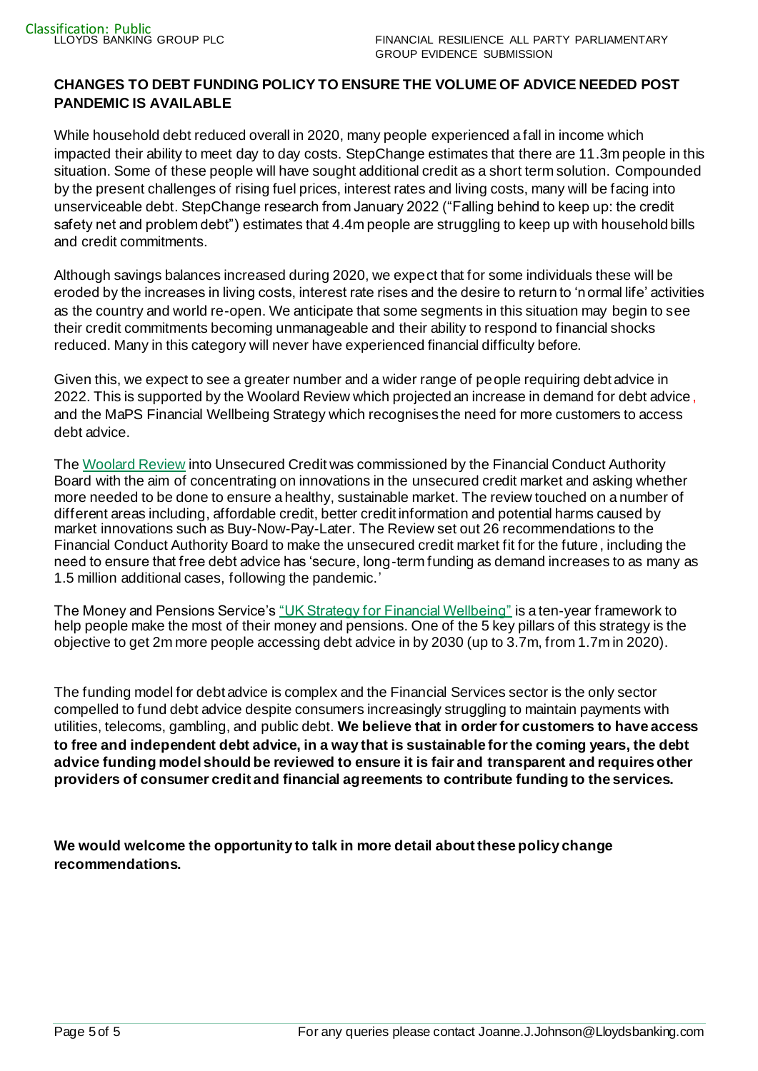**CHANGES TO DEBT FUNDING POLICY TO ENSURE THE VOLUME OF ADVICE NEEDED POST PANDEMIC IS AVAILABLE**

While household debt reduced overall in 2020, many people experienced a fall in income which impacted their ability to meet day to day costs. StepChange estimates that there are 11.3m people in this situation. Some of these people will have sought additional credit as a short term solution. Compounded by the present challenges of rising fuel prices, interest rates and living costs, many will be facing into unserviceable debt. StepChange research from January 2022 ("Falling behind to keep up: the credit safety net and problem debt") estimates that 4.4m people are struggling to keep up with household bills and credit commitments.

Although savings balances increased during 2020, we expect that for some individuals these will be eroded by the increases in living costs, interest rate rises and the desire to return to 'normal life' activities as the country and world re-open. We anticipate that some segments in this situation may begin to see their credit commitments becoming unmanageable and their ability to respond to financial shocks reduced. Many in this category will never have experienced financial difficulty before.

Given this, we expect to see a greater number and a wider range of people requiring debt advice in 2022. This is supported by the Woolard Review which projected an increase in demand for debt advice, and the MaPS Financial Wellbeing Strategy which recognises the need for more customers to access debt advice.

The Woolard Review into Unsecured Credit was commissioned by the Financial Conduct Authority Board with the aim of concentrating on innovations in the unsecured credit market and asking whether more needed to be done to ensure a healthy, sustainable market. The review touched on a number of different areas including, affordable credit, better credit information and potential harms caused by market innovations such as Buy-Now-Pay-Later. The Review set out 26 recommendations to the Financial Conduct Authority Board to make the unsecured credit market fit for the future, including the need to ensure that free debt advice has 'secure, long-term funding as demand increases to as many as 1.5 million additional cases, following the pandemic.'

The Money and Pensions Service's "UK Strategy for Financial Wellbeing" is a ten-year framework to help people make the most of their money and pensions. One of the 5 key pillars of this strategy is the objective to get 2m more people accessing debt advice in by 2030 (up to 3.7m, from 1.7m in 2020).

The funding model for debt advice is complex and the Financial Services sector is the only sector compelled to fund debt advice despite consumers increasingly struggling to maintain payments with utilities, telecoms, gambling, and public debt. **We believe that in order for customers to have access to free and independent debt advice, in a way that is sustainable for the coming years, the debt advice funding model should be reviewed to ensure it is fair and transparent and requires other providers of consumer credit and financial agreements to contribute funding to the services.**

**We would welcome the opportunity to talk in more detail about these policy change recommendations.**